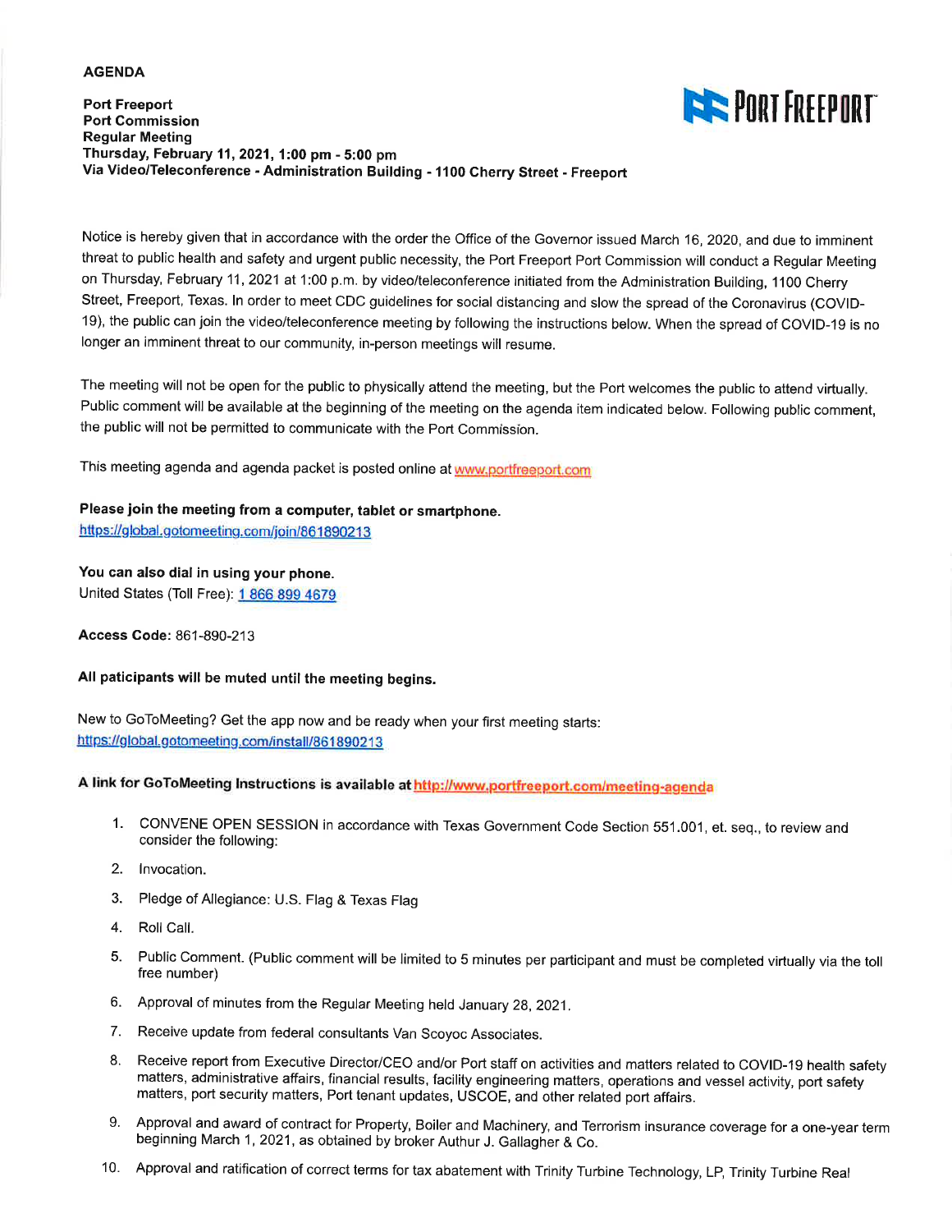**AGENDA**

**Port Freeport**
**Port Commission**
**Regular Meeting**
**Thursday, February 11, 2021, 1:00 pm - 5:00 pm**
**Via Video/Teleconference - Administration Building - 1100 Cherry Street - Freeport**

Notice is hereby given that in accordance with the order the Office of the Governor issued March 16, 2020, and due to imminent threat to public health and safety and urgent public necessity, the Port Freeport Port Commission will conduct a Regular Meeting on Thursday, February 11, 2021 at 1:00 p.m. by video/teleconference initiated from the Administration Building, 1100 Cherry Street, Freeport, Texas. In order to meet CDC guidelines for social distancing and slow the spread of the Coronavirus (COVID-19), the public can join the video/teleconference meeting by following the instructions below. When the spread of COVID-19 is no longer an imminent threat to our community, in-person meetings will resume.

The meeting will not be open for the public to physically attend the meeting, but the Port welcomes the public to attend virtually. Public comment will be available at the beginning of the meeting on the agenda item indicated below. Following public comment, the public will not be permitted to communicate with the Port Commission.

This meeting agenda and agenda packet is posted online at www.portfreeport.com

**Please join the meeting from a computer, tablet or smartphone.**
https://global.gotomeeting.com/join/861890213

**You can also dial in using your phone.**
United States (Toll Free): 1 866 899 4679

**Access Code:** 861-890-213

**All paticipants will be muted until the meeting begins.**

New to GoToMeeting? Get the app now and be ready when your first meeting starts:
https://global.gotomeeting.com/install/861890213

**A link for GoToMeeting Instructions is available at** http://www.portfreeport.com/meeting-agenda

1. CONVENE OPEN SESSION in accordance with Texas Government Code Section 551.001, et. seq., to review and consider the following:
2. Invocation.
3. Pledge of Allegiance: U.S. Flag & Texas Flag
4. Roll Call.
5. Public Comment. (Public comment will be limited to 5 minutes per participant and must be completed virtually via the toll free number)
6. Approval of minutes from the Regular Meeting held January 28, 2021.
7. Receive update from federal consultants Van Scoyoc Associates.
8. Receive report from Executive Director/CEO and/or Port staff on activities and matters related to COVID-19 health safety matters, administrative affairs, financial results, facility engineering matters, operations and vessel activity, port safety matters, port security matters, Port tenant updates, USCOE, and other related port affairs.
9. Approval and award of contract for Property, Boiler and Machinery, and Terrorism insurance coverage for a one-year term beginning March 1, 2021, as obtained by broker Authur J. Gallagher & Co.
10. Approval and ratification of correct terms for tax abatement with Trinity Turbine Technology, LP, Trinity Turbine Real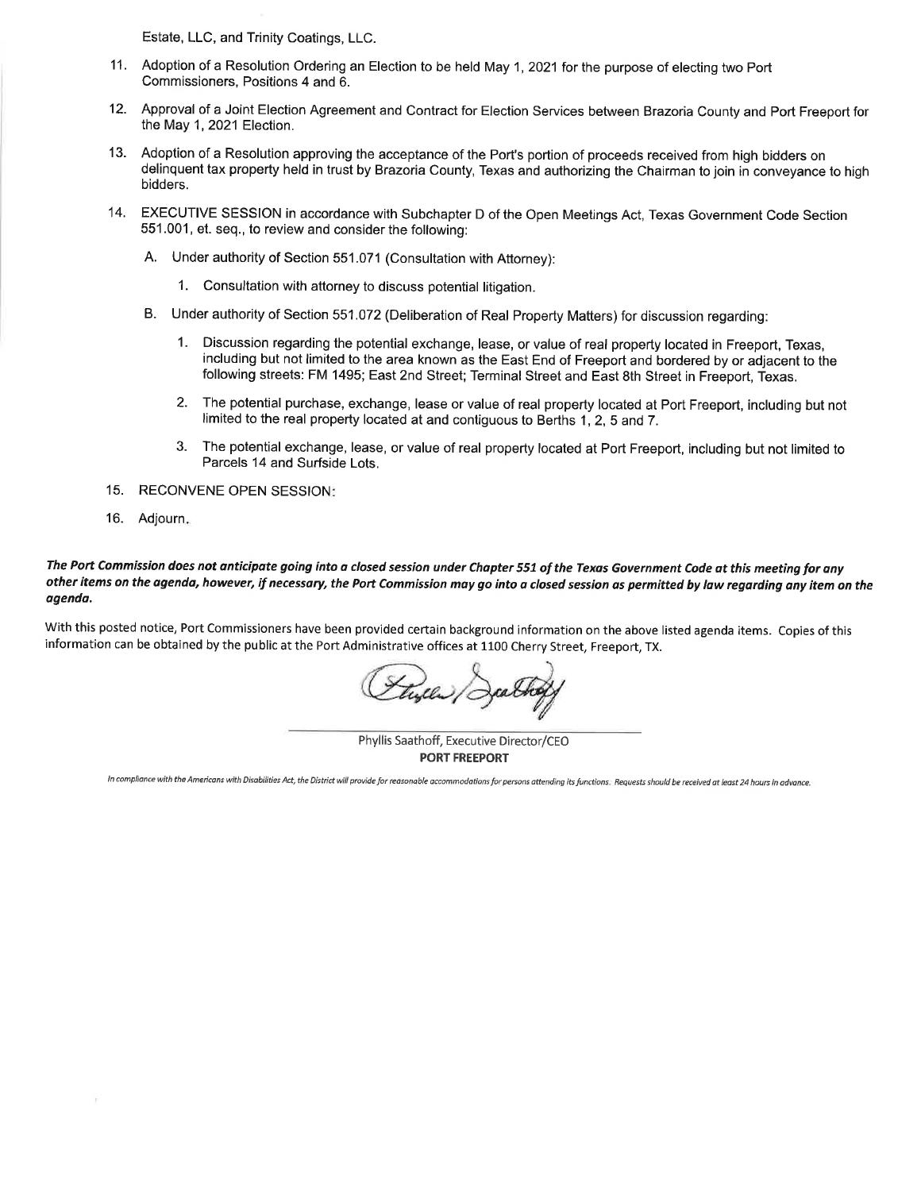Estate, LLC, and Trinity Coatings, LLC.

11. Adoption of a Resolution Ordering an Election to be held May 1, 2021 for the purpose of electing two Port Commissioners, Positions 4 and 6.

12. Approval of a Joint Election Agreement and Contract for Election Services between Brazoria County and Port Freeport for the May 1, 2021 Election.

13. Adoption of a Resolution approving the acceptance of the Port's portion of proceeds received from high bidders on delinquent tax property held in trust by Brazoria County, Texas and authorizing the Chairman to join in conveyance to high bidders.

14. EXECUTIVE SESSION in accordance with Subchapter D of the Open Meetings Act, Texas Government Code Section 551.001, et. seq., to review and consider the following:

    A. Under authority of Section 551.071 (Consultation with Attorney):

        1. Consultation with attorney to discuss potential litigation.

    B. Under authority of Section 551.072 (Deliberation of Real Property Matters) for discussion regarding:

        1. Discussion regarding the potential exchange, lease, or value of real property located in Freeport, Texas, including but not limited to the area known as the East End of Freeport and bordered by or adjacent to the following streets: FM 1495; East 2nd Street; Terminal Street and East 8th Street in Freeport, Texas.

        2. The potential purchase, exchange, lease or value of real property located at Port Freeport, including but not limited to the real property located at and contiguous to Berths 1, 2, 5 and 7.

        3. The potential exchange, lease, or value of real property located at Port Freeport, including but not limited to Parcels 14 and Surfside Lots.

15. RECONVENE OPEN SESSION:

16. Adjourn.

***The Port Commission does not anticipate going into a closed session under Chapter 551 of the Texas Government Code at this meeting for any other items on the agenda, however, if necessary, the Port Commission may go into a closed session as permitted by law regarding any item on the agenda.***

With this posted notice, Port Commissioners have been provided certain background information on the above listed agenda items. Copies of this information can be obtained by the public at the Port Administrative offices at 1100 Cherry Street, Freeport, TX.

Phyllis Saathoff, Executive Director/CEO
**PORT FREEPORT**

*In compliance with the Americans with Disabilities Act, the District will provide for reasonable accommodations for persons attending its functions. Requests should be received at least 24 hours in advance.*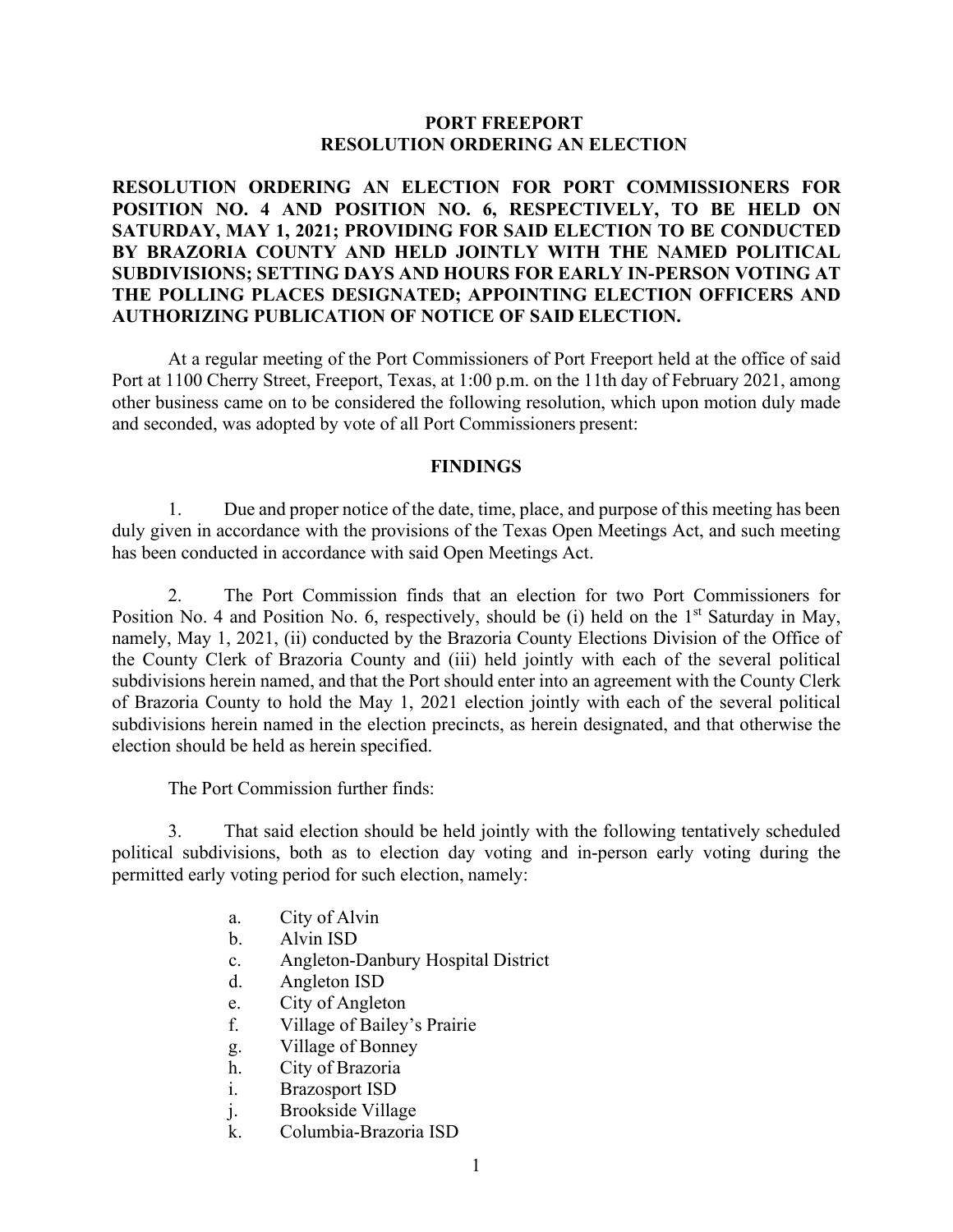**PORT FREEPORT**
**RESOLUTION ORDERING AN ELECTION**

**RESOLUTION ORDERING AN ELECTION FOR PORT COMMISSIONERS FOR POSITION NO. 4 AND POSITION NO. 6, RESPECTIVELY, TO BE HELD ON SATURDAY, MAY 1, 2021; PROVIDING FOR SAID ELECTION TO BE CONDUCTED BY BRAZORIA COUNTY AND HELD JOINTLY WITH THE NAMED POLITICAL SUBDIVISIONS; SETTING DAYS AND HOURS FOR EARLY IN-PERSON VOTING AT THE POLLING PLACES DESIGNATED; APPOINTING ELECTION OFFICERS AND AUTHORIZING PUBLICATION OF NOTICE OF SAID ELECTION.**

At a regular meeting of the Port Commissioners of Port Freeport held at the office of said Port at 1100 Cherry Street, Freeport, Texas, at 1:00 p.m. on the 11th day of February 2021, among other business came on to be considered the following resolution, which upon motion duly made and seconded, was adopted by vote of all Port Commissioners present:

**FINDINGS**

1. Due and proper notice of the date, time, place, and purpose of this meeting has been duly given in accordance with the provisions of the Texas Open Meetings Act, and such meeting has been conducted in accordance with said Open Meetings Act.

2. The Port Commission finds that an election for two Port Commissioners for Position No. 4 and Position No. 6, respectively, should be (i) held on the 1st Saturday in May, namely, May 1, 2021, (ii) conducted by the Brazoria County Elections Division of the Office of the County Clerk of Brazoria County and (iii) held jointly with each of the several political subdivisions herein named, and that the Port should enter into an agreement with the County Clerk of Brazoria County to hold the May 1, 2021 election jointly with each of the several political subdivisions herein named in the election precincts, as herein designated, and that otherwise the election should be held as herein specified.

The Port Commission further finds:

3. That said election should be held jointly with the following tentatively scheduled political subdivisions, both as to election day voting and in-person early voting during the permitted early voting period for such election, namely:

   a. City of Alvin
   b. Alvin ISD
   c. Angleton-Danbury Hospital District
   d. Angleton ISD
   e. City of Angleton
   f. Village of Bailey's Prairie
   g. Village of Bonney
   h. City of Brazoria
   i. Brazosport ISD
   j. Brookside Village
   k. Columbia-Brazoria ISD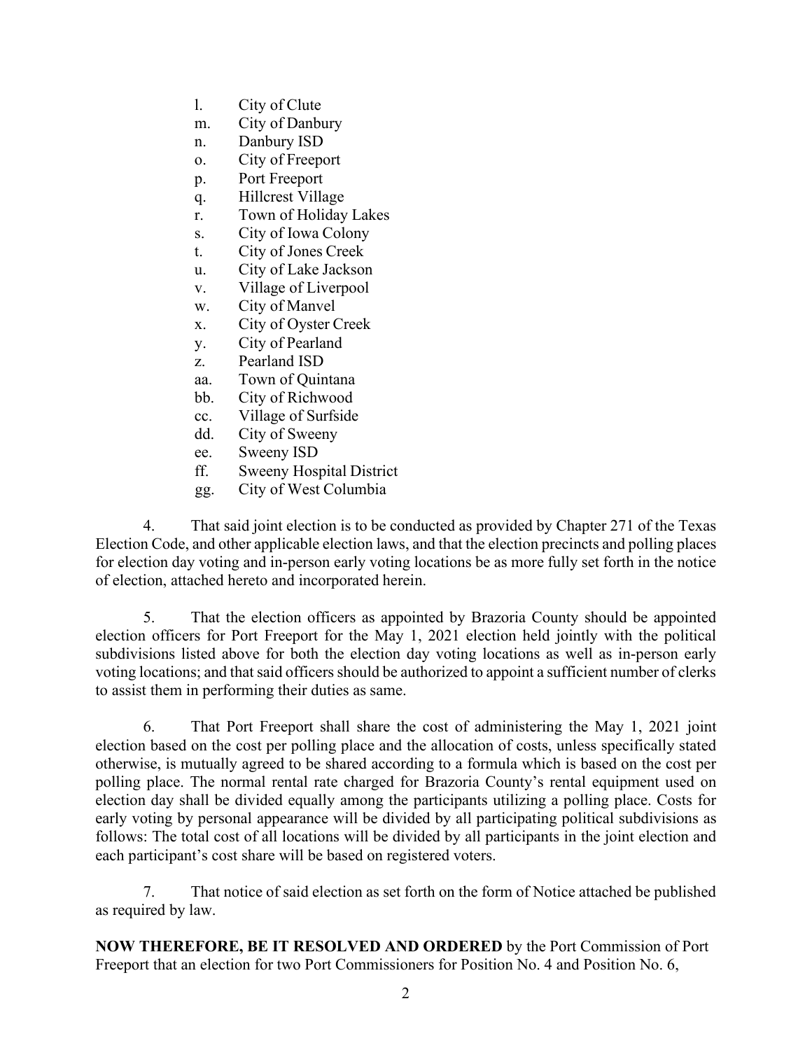l. City of Clute
m. City of Danbury
n. Danbury ISD
o. City of Freeport
p. Port Freeport
q. Hillcrest Village
r. Town of Holiday Lakes
s. City of Iowa Colony
t. City of Jones Creek
u. City of Lake Jackson
v. Village of Liverpool
w. City of Manvel
x. City of Oyster Creek
y. City of Pearland
z. Pearland ISD
aa. Town of Quintana
bb. City of Richwood
cc. Village of Surfside
dd. City of Sweeny
ee. Sweeny ISD
ff. Sweeny Hospital District
gg. City of West Columbia

4. That said joint election is to be conducted as provided by Chapter 271 of the Texas Election Code, and other applicable election laws, and that the election precincts and polling places for election day voting and in-person early voting locations be as more fully set forth in the notice of election, attached hereto and incorporated herein.

5. That the election officers as appointed by Brazoria County should be appointed election officers for Port Freeport for the May 1, 2021 election held jointly with the political subdivisions listed above for both the election day voting locations as well as in-person early voting locations; and that said officers should be authorized to appoint a sufficient number of clerks to assist them in performing their duties as same.

6. That Port Freeport shall share the cost of administering the May 1, 2021 joint election based on the cost per polling place and the allocation of costs, unless specifically stated otherwise, is mutually agreed to be shared according to a formula which is based on the cost per polling place. The normal rental rate charged for Brazoria County's rental equipment used on election day shall be divided equally among the participants utilizing a polling place. Costs for early voting by personal appearance will be divided by all participating political subdivisions as follows: The total cost of all locations will be divided by all participants in the joint election and each participant's cost share will be based on registered voters.

7. That notice of said election as set forth on the form of Notice attached be published as required by law.

**NOW THEREFORE, BE IT RESOLVED AND ORDERED** by the Port Commission of Port Freeport that an election for two Port Commissioners for Position No. 4 and Position No. 6,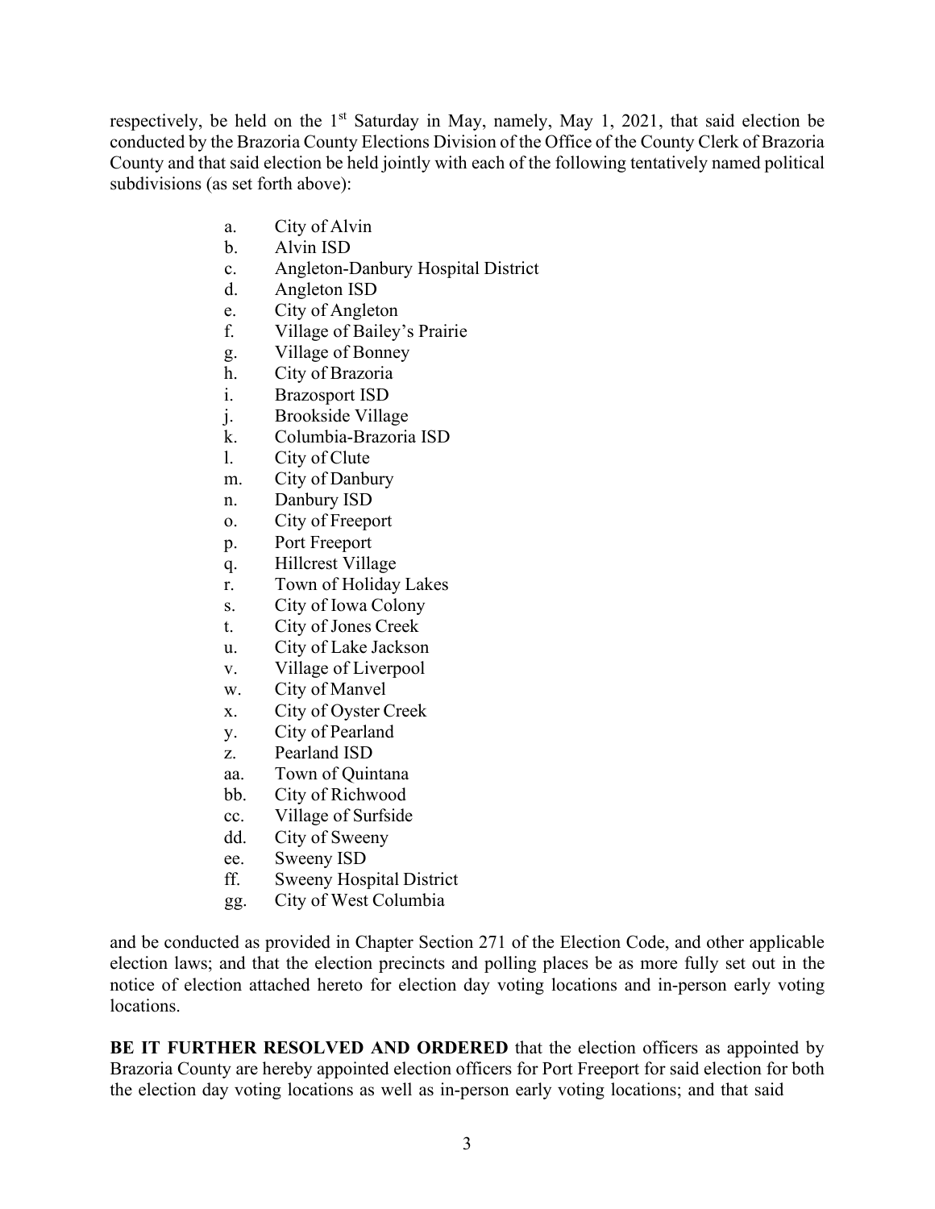respectively, be held on the 1st Saturday in May, namely, May 1, 2021, that said election be conducted by the Brazoria County Elections Division of the Office of the County Clerk of Brazoria County and that said election be held jointly with each of the following tentatively named political subdivisions (as set forth above):

- a. City of Alvin
- b. Alvin ISD
- c. Angleton-Danbury Hospital District
- d. Angleton ISD
- e. City of Angleton
- f. Village of Bailey's Prairie
- g. Village of Bonney
- h. City of Brazoria
- i. Brazosport ISD
- j. Brookside Village
- k. Columbia-Brazoria ISD
- l. City of Clute
- m. City of Danbury
- n. Danbury ISD
- o. City of Freeport
- p. Port Freeport
- q. Hillcrest Village
- r. Town of Holiday Lakes
- s. City of Iowa Colony
- t. City of Jones Creek
- u. City of Lake Jackson
- v. Village of Liverpool
- w. City of Manvel
- x. City of Oyster Creek
- y. City of Pearland
- z. Pearland ISD
- aa. Town of Quintana
- bb. City of Richwood
- cc. Village of Surfside
- dd. City of Sweeny
- ee. Sweeny ISD
- ff. Sweeny Hospital District
- gg. City of West Columbia

and be conducted as provided in Chapter Section 271 of the Election Code, and other applicable election laws; and that the election precincts and polling places be as more fully set out in the notice of election attached hereto for election day voting locations and in-person early voting locations.

**BE IT FURTHER RESOLVED AND ORDERED** that the election officers as appointed by Brazoria County are hereby appointed election officers for Port Freeport for said election for both the election day voting locations as well as in-person early voting locations; and that said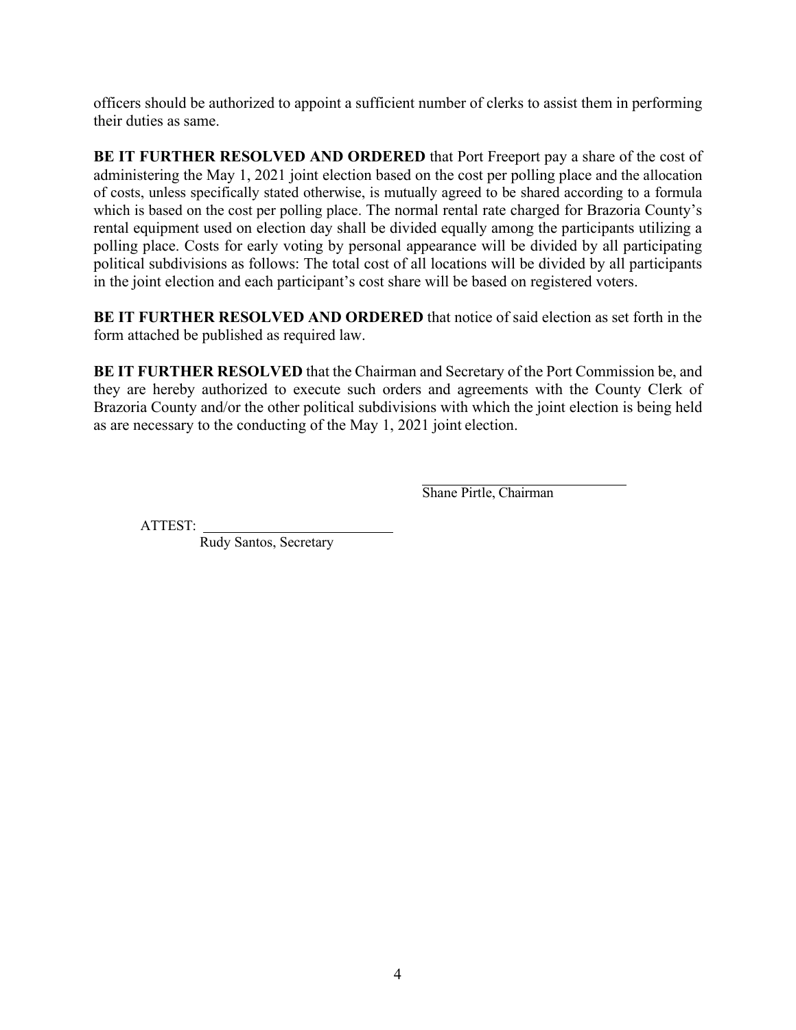officers should be authorized to appoint a sufficient number of clerks to assist them in performing their duties as same.

**BE IT FURTHER RESOLVED AND ORDERED** that Port Freeport pay a share of the cost of administering the May 1, 2021 joint election based on the cost per polling place and the allocation of costs, unless specifically stated otherwise, is mutually agreed to be shared according to a formula which is based on the cost per polling place. The normal rental rate charged for Brazoria County's rental equipment used on election day shall be divided equally among the participants utilizing a polling place. Costs for early voting by personal appearance will be divided by all participating political subdivisions as follows: The total cost of all locations will be divided by all participants in the joint election and each participant's cost share will be based on registered voters.

**BE IT FURTHER RESOLVED AND ORDERED** that notice of said election as set forth in the form attached be published as required law.

**BE IT FURTHER RESOLVED** that the Chairman and Secretary of the Port Commission be, and they are hereby authorized to execute such orders and agreements with the County Clerk of Brazoria County and/or the other political subdivisions with which the joint election is being held as are necessary to the conducting of the May 1, 2021 joint election.

\_\_\_\_\_\_\_\_\_\_\_\_\_\_\_\_\_\_\_\_\_\_\_\_\_\_\_\_

Shane Pirtle, Chairman

ATTEST: \_\_\_\_\_\_\_\_\_\_\_\_\_\_\_\_\_\_\_\_\_\_\_\_\_\_\_\_

Rudy Santos, Secretary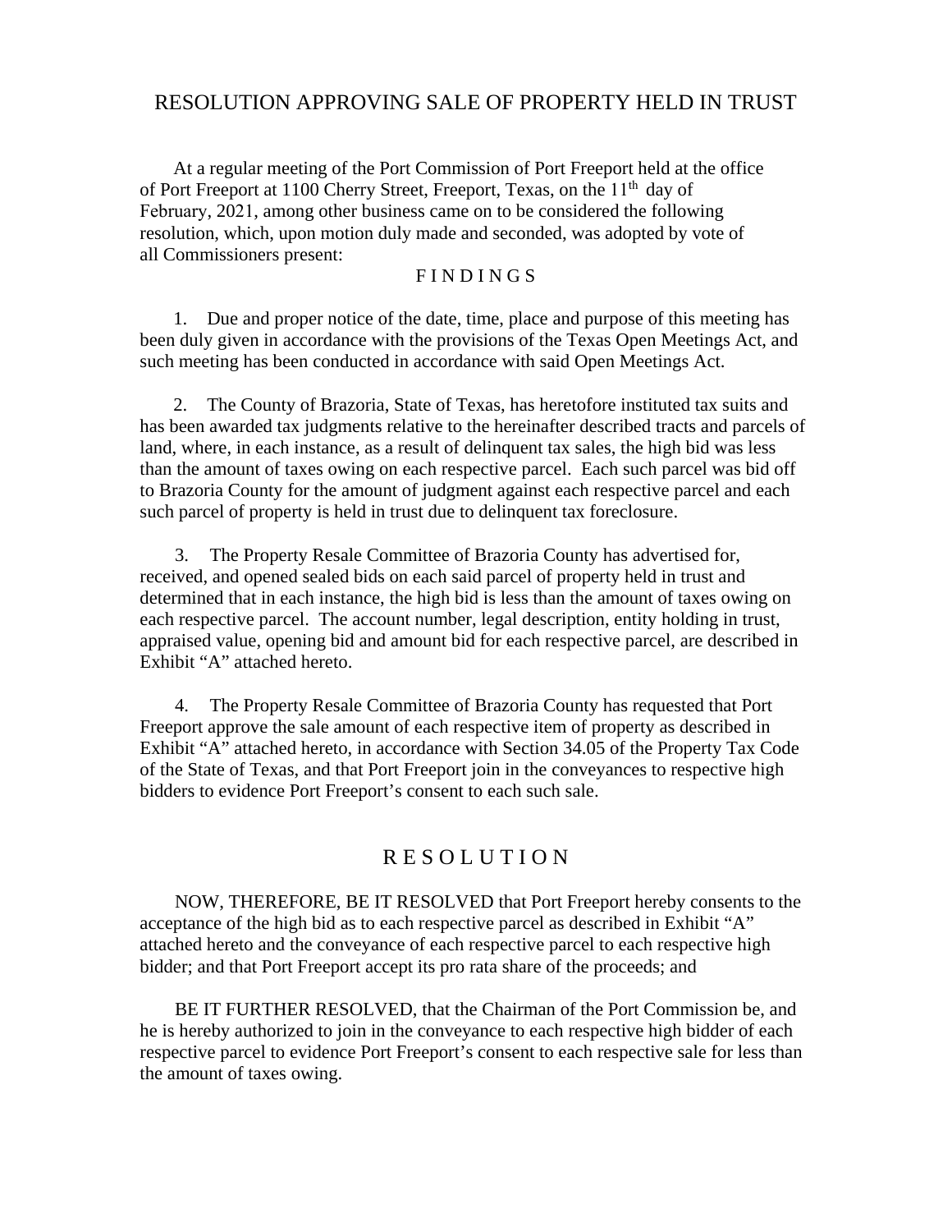# RESOLUTION APPROVING SALE OF PROPERTY HELD IN TRUST

At a regular meeting of the Port Commission of Port Freeport held at the office of Port Freeport at 1100 Cherry Street, Freeport, Texas, on the 11th day of February, 2021, among other business came on to be considered the following resolution, which, upon motion duly made and seconded, was adopted by vote of all Commissioners present:

## F I N D I N G S

1. Due and proper notice of the date, time, place and purpose of this meeting has been duly given in accordance with the provisions of the Texas Open Meetings Act, and such meeting has been conducted in accordance with said Open Meetings Act.

2. The County of Brazoria, State of Texas, has heretofore instituted tax suits and has been awarded tax judgments relative to the hereinafter described tracts and parcels of land, where, in each instance, as a result of delinquent tax sales, the high bid was less than the amount of taxes owing on each respective parcel. Each such parcel was bid off to Brazoria County for the amount of judgment against each respective parcel and each such parcel of property is held in trust due to delinquent tax foreclosure.

3. The Property Resale Committee of Brazoria County has advertised for, received, and opened sealed bids on each said parcel of property held in trust and determined that in each instance, the high bid is less than the amount of taxes owing on each respective parcel. The account number, legal description, entity holding in trust, appraised value, opening bid and amount bid for each respective parcel, are described in Exhibit "A" attached hereto.

4. The Property Resale Committee of Brazoria County has requested that Port Freeport approve the sale amount of each respective item of property as described in Exhibit "A" attached hereto, in accordance with Section 34.05 of the Property Tax Code of the State of Texas, and that Port Freeport join in the conveyances to respective high bidders to evidence Port Freeport's consent to each such sale.

## R E S O L U T I O N

NOW, THEREFORE, BE IT RESOLVED that Port Freeport hereby consents to the acceptance of the high bid as to each respective parcel as described in Exhibit "A" attached hereto and the conveyance of each respective parcel to each respective high bidder; and that Port Freeport accept its pro rata share of the proceeds; and

BE IT FURTHER RESOLVED, that the Chairman of the Port Commission be, and he is hereby authorized to join in the conveyance to each respective high bidder of each respective parcel to evidence Port Freeport's consent to each respective sale for less than the amount of taxes owing.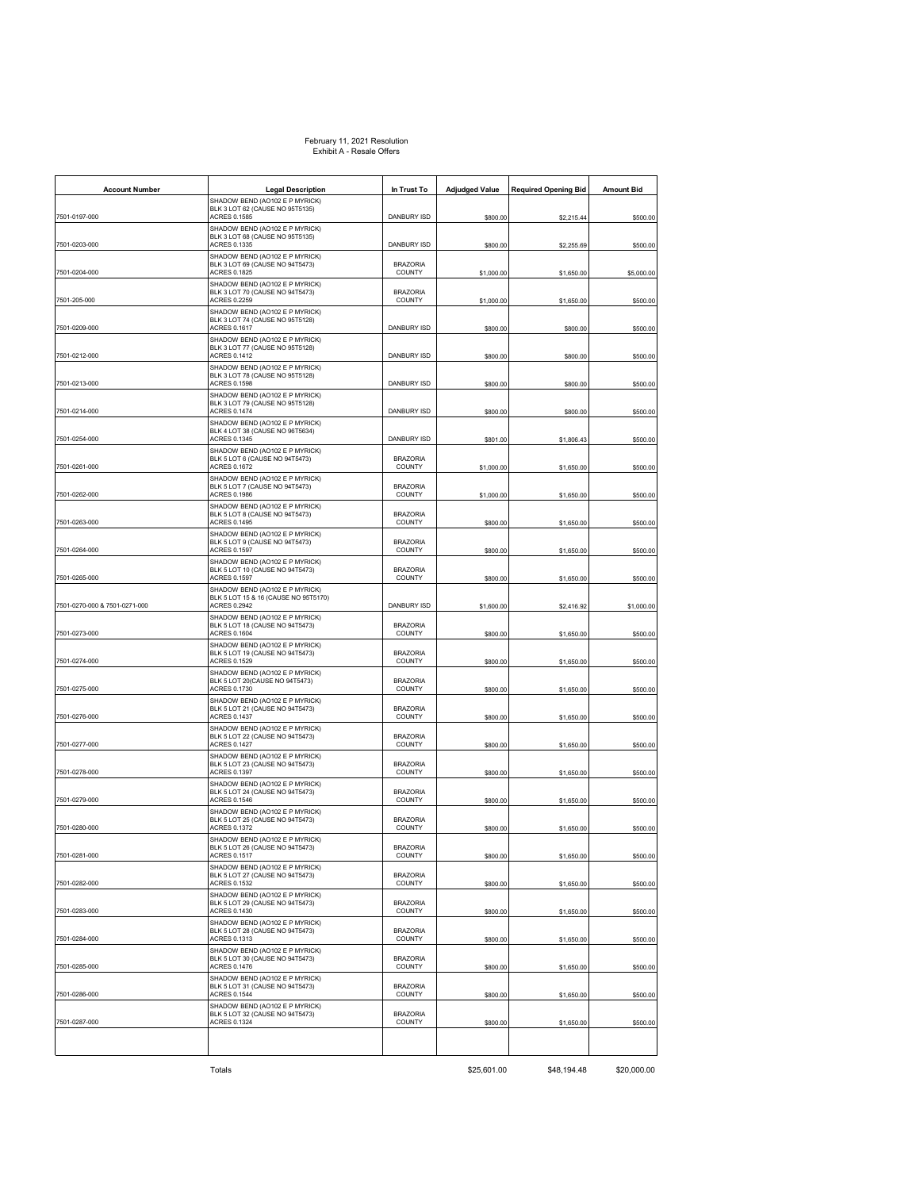February 11, 2021 Resolution
Exhibit A - Resale Offers

| Account Number | Legal Description | In Trust To | Adjudged Value | Required Opening Bid | Amount Bid |
|---|---|---|---|---|---|
| 7501-0197-000 | SHADOW BEND (AO102 E P MYRICK) BLK 3 LOT 62 (CAUSE NO 95T5135) ACRES 0.1585 | DANBURY ISD | $800.00 | $2,215.44 | $500.00 |
| 7501-0203-000 | SHADOW BEND (AO102 E P MYRICK) BLK 3 LOT 68 (CAUSE NO 95T5135) ACRES 0.1335 | DANBURY ISD | $800.00 | $2,255.69 | $500.00 |
| 7501-0204-000 | SHADOW BEND (AO102 E P MYRICK) BLK 3 LOT 69 (CAUSE NO 94T5473) ACRES 0.1825 | BRAZORIA COUNTY | $1,000.00 | $1,650.00 | $5,000.00 |
| 7501-205-000 | SHADOW BEND (AO102 E P MYRICK) BLK 3 LOT 70 (CAUSE NO 94T5473) ACRES 0.2259 | BRAZORIA COUNTY | $1,000.00 | $1,650.00 | $500.00 |
| 7501-0209-000 | SHADOW BEND (AO102 E P MYRICK) BLK 3 LOT 74 (CAUSE NO 95T5128) ACRES 0.1617 | DANBURY ISD | $800.00 | $800.00 | $500.00 |
| 7501-0212-000 | SHADOW BEND (AO102 E P MYRICK) BLK 3 LOT 77 (CAUSE NO 95T5128) ACRES 0.1412 | DANBURY ISD | $800.00 | $800.00 | $500.00 |
| 7501-0213-000 | SHADOW BEND (AO102 E P MYRICK) BLK 3 LOT 78 (CAUSE NO 95T5128) ACRES 0.1598 | DANBURY ISD | $800.00 | $800.00 | $500.00 |
| 7501-0214-000 | SHADOW BEND (AO102 E P MYRICK) BLK 3 LOT 79 (CAUSE NO 95T5128) ACRES 0.1474 | DANBURY ISD | $800.00 | $800.00 | $500.00 |
| 7501-0254-000 | SHADOW BEND (AO102 E P MYRICK) BLK 4 LOT 38 (CAUSE NO 96T5634) ACRES 0.1345 | DANBURY ISD | $801.00 | $1,806.43 | $500.00 |
| 7501-0261-000 | SHADOW BEND (AO102 E P MYRICK) BLK 5 LOT 6 (CAUSE NO 94T5473) ACRES 0.1672 | BRAZORIA COUNTY | $1,000.00 | $1,650.00 | $500.00 |
| 7501-0262-000 | SHADOW BEND (AO102 E P MYRICK) BLK 5 LOT 7 (CAUSE NO 94T5473) ACRES 0.1986 | BRAZORIA COUNTY | $1,000.00 | $1,650.00 | $500.00 |
| 7501-0263-000 | SHADOW BEND (AO102 E P MYRICK) BLK 5 LOT 8 (CAUSE NO 94T5473) ACRES 0.1495 | BRAZORIA COUNTY | $800.00 | $1,650.00 | $500.00 |
| 7501-0264-000 | SHADOW BEND (AO102 E P MYRICK) BLK 5 LOT 9 (CAUSE NO 94T5473) ACRES 0.1597 | BRAZORIA COUNTY | $800.00 | $1,650.00 | $500.00 |
| 7501-0265-000 | SHADOW BEND (AO102 E P MYRICK) BLK 5 LOT 10 (CAUSE NO 94T5473) ACRES 0.1597 | BRAZORIA COUNTY | $800.00 | $1,650.00 | $500.00 |
| 7501-0270-000 & 7501-0271-000 | SHADOW BEND (AO102 E P MYRICK) BLK 5 LOT 15 & 16 (CAUSE NO 95T5170) ACRES 0.2942 | DANBURY ISD | $1,600.00 | $2,416.92 | $1,000.00 |
| 7501-0273-000 | SHADOW BEND (AO102 E P MYRICK) BLK 5 LOT 18 (CAUSE NO 94T5473) ACRES 0.1604 | BRAZORIA COUNTY | $800.00 | $1,650.00 | $500.00 |
| 7501-0274-000 | SHADOW BEND (AO102 E P MYRICK) BLK 5 LOT 19 (CAUSE NO 94T5473) ACRES 0.1529 | BRAZORIA COUNTY | $800.00 | $1,650.00 | $500.00 |
| 7501-0275-000 | SHADOW BEND (AO102 E P MYRICK) BLK 5 LOT 20(CAUSE NO 94T5473) ACRES 0.1730 | BRAZORIA COUNTY | $800.00 | $1,650.00 | $500.00 |
| 7501-0276-000 | SHADOW BEND (AO102 E P MYRICK) BLK 5 LOT 21 (CAUSE NO 94T5473) ACRES 0.1437 | BRAZORIA COUNTY | $800.00 | $1,650.00 | $500.00 |
| 7501-0277-000 | SHADOW BEND (AO102 E P MYRICK) BLK 5 LOT 22 (CAUSE NO 94T5473) ACRES 0.1427 | BRAZORIA COUNTY | $800.00 | $1,650.00 | $500.00 |
| 7501-0278-000 | SHADOW BEND (AO102 E P MYRICK) BLK 5 LOT 23 (CAUSE NO 94T5473) ACRES 0.1397 | BRAZORIA COUNTY | $800.00 | $1,650.00 | $500.00 |
| 7501-0279-000 | SHADOW BEND (AO102 E P MYRICK) BLK 5 LOT 24 (CAUSE NO 94T5473) ACRES 0.1546 | BRAZORIA COUNTY | $800.00 | $1,650.00 | $500.00 |
| 7501-0280-000 | SHADOW BEND (AO102 E P MYRICK) BLK 5 LOT 25 (CAUSE NO 94T5473) ACRES 0.1372 | BRAZORIA COUNTY | $800.00 | $1,650.00 | $500.00 |
| 7501-0281-000 | SHADOW BEND (AO102 E P MYRICK) BLK 5 LOT 26 (CAUSE NO 94T5473) ACRES 0.1517 | BRAZORIA COUNTY | $800.00 | $1,650.00 | $500.00 |
| 7501-0282-000 | SHADOW BEND (AO102 E P MYRICK) BLK 5 LOT 27 (CAUSE NO 94T5473) ACRES 0.1532 | BRAZORIA COUNTY | $800.00 | $1,650.00 | $500.00 |
| 7501-0283-000 | SHADOW BEND (AO102 E P MYRICK) BLK 5 LOT 29 (CAUSE NO 94T5473) ACRES 0.1430 | BRAZORIA COUNTY | $800.00 | $1,650.00 | $500.00 |
| 7501-0284-000 | SHADOW BEND (AO102 E P MYRICK) BLK 5 LOT 28 (CAUSE NO 94T5473) ACRES 0.1313 | BRAZORIA COUNTY | $800.00 | $1,650.00 | $500.00 |
| 7501-0285-000 | SHADOW BEND (AO102 E P MYRICK) BLK 5 LOT 30 (CAUSE NO 94T5473) ACRES 0.1476 | BRAZORIA COUNTY | $800.00 | $1,650.00 | $500.00 |
| 7501-0286-000 | SHADOW BEND (AO102 E P MYRICK) BLK 5 LOT 31 (CAUSE NO 94T5473) ACRES 0.1544 | BRAZORIA COUNTY | $800.00 | $1,650.00 | $500.00 |
| 7501-0287-000 | SHADOW BEND (AO102 E P MYRICK) BLK 5 LOT 32 (CAUSE NO 94T5473) ACRES 0.1324 | BRAZORIA COUNTY | $800.00 | $1,650.00 | $500.00 |
| | | | | | |
| | Totals | | $25,601.00 | $48,194.48 | $20,000.00 |